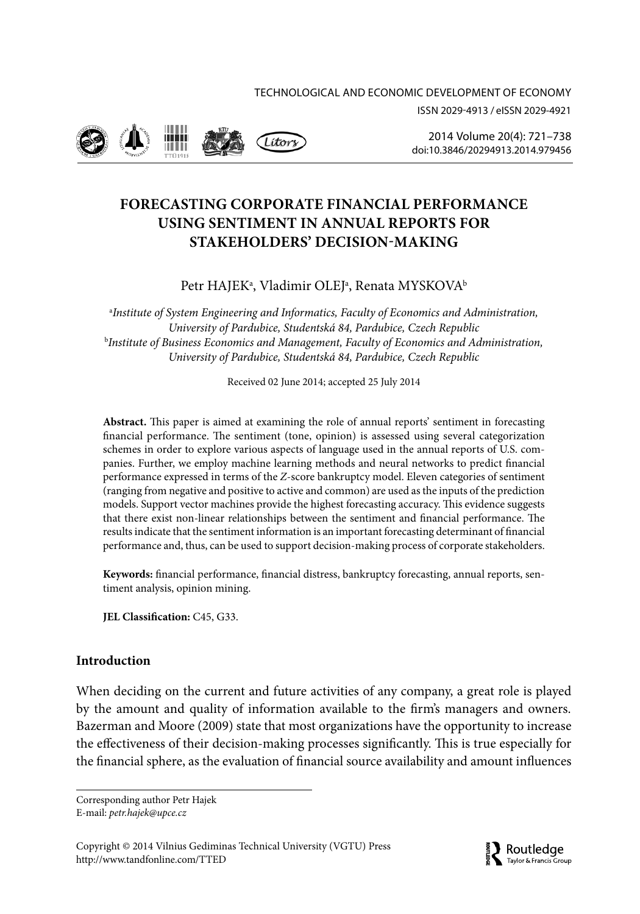# FORECASTING CORPORATE FINANCIAL PERFORMANCE USING SENTIMENT IN ANNUAL REPORTS FOR STAKEHOLDERS' DECISION-MAKING

Petr HAJEK[a], Vladimir OLEJ[a], Renata MYSKOVA[b]

[a]*Institute of System Engineering and Informatics, Faculty of Economics and Administration, University of Pardubice, Studentská 84, Pardubice, Czech Republic*
[b]*Institute of Business Economics and Management, Faculty of Economics and Administration, University of Pardubice, Studentská 84, Pardubice, Czech Republic*

Received 02 June 2014; accepted 25 July 2014

**Abstract.** This paper is aimed at examining the role of annual reports' sentiment in forecasting financial performance. The sentiment (tone, opinion) is assessed using several categorization schemes in order to explore various aspects of language used in the annual reports of U.S. companies. Further, we employ machine learning methods and neural networks to predict financial performance expressed in terms of the *Z*-score bankruptcy model. Eleven categories of sentiment (ranging from negative and positive to active and common) are used as the inputs of the prediction models. Support vector machines provide the highest forecasting accuracy. This evidence suggests that there exist non-linear relationships between the sentiment and financial performance. The results indicate that the sentiment information is an important forecasting determinant of financial performance and, thus, can be used to support decision-making process of corporate stakeholders.

**Keywords:** financial performance, financial distress, bankruptcy forecasting, annual reports, sentiment analysis, opinion mining.

**JEL Classification:** C45, G33.

## Introduction

When deciding on the current and future activities of any company, a great role is played by the amount and quality of information available to the firm's managers and owners. Bazerman and Moore (2009) state that most organizations have the opportunity to increase the effectiveness of their decision-making processes significantly. This is true especially for the financial sphere, as the evaluation of financial source availability and amount influences

Corresponding author Petr Hajek
E-mail: *petr.hajek@upce.cz*

Copyright © 2014 Vilnius Gediminas Technical University (VGTU) Press
http://www.tandfonline.com/TTED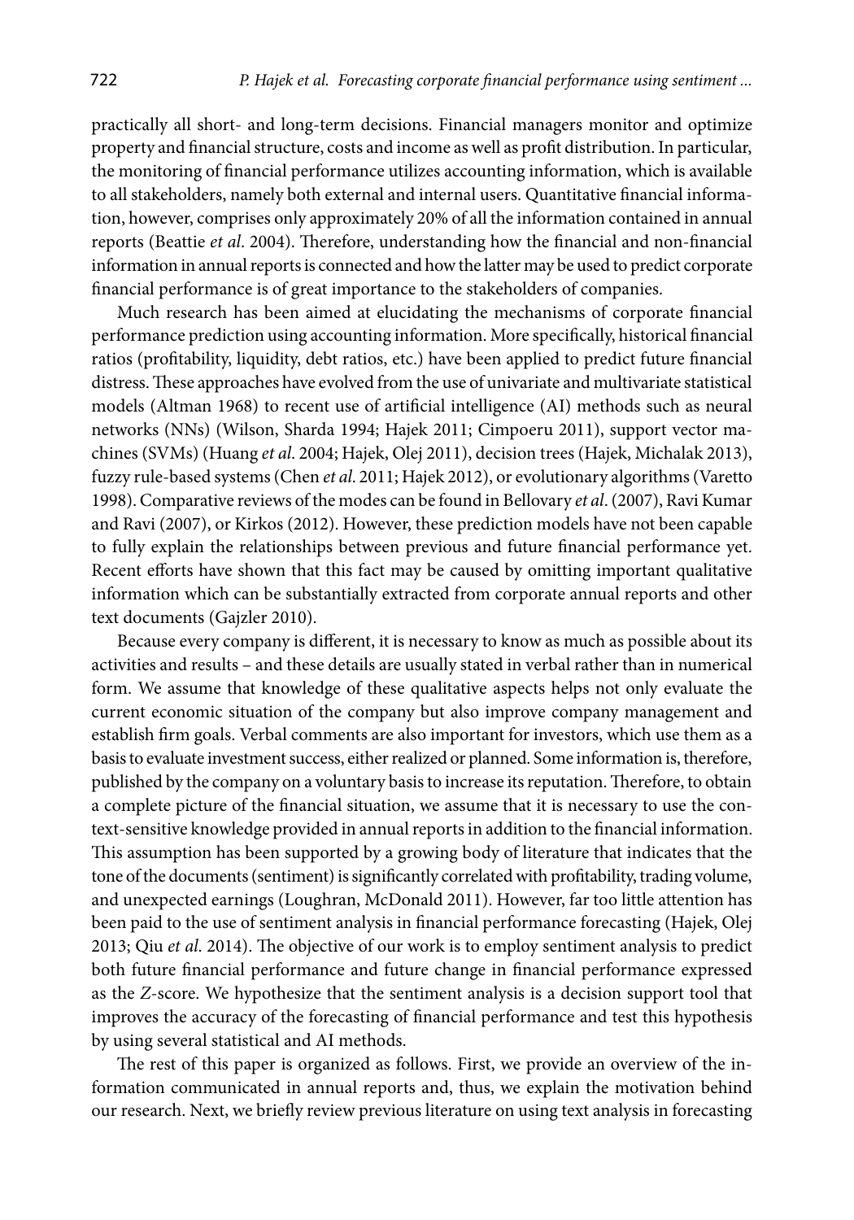practically all short- and long-term decisions. Financial managers monitor and optimize property and financial structure, costs and income as well as profit distribution. In particular, the monitoring of financial performance utilizes accounting information, which is available to all stakeholders, namely both external and internal users. Quantitative financial information, however, comprises only approximately 20% of all the information contained in annual reports (Beattie *et al*. 2004). Therefore, understanding how the financial and non-financial information in annual reports is connected and how the latter may be used to predict corporate financial performance is of great importance to the stakeholders of companies.

Much research has been aimed at elucidating the mechanisms of corporate financial performance prediction using accounting information. More specifically, historical financial ratios (profitability, liquidity, debt ratios, etc.) have been applied to predict future financial distress. These approaches have evolved from the use of univariate and multivariate statistical models (Altman 1968) to recent use of artificial intelligence (AI) methods such as neural networks (NNs) (Wilson, Sharda 1994; Hajek 2011; Cimpoeru 2011), support vector machines (SVMs) (Huang *et al*. 2004; Hajek, Olej 2011), decision trees (Hajek, Michalak 2013), fuzzy rule-based systems (Chen *et al*. 2011; Hajek 2012), or evolutionary algorithms (Varetto 1998). Comparative reviews of the modes can be found in Bellovary *et al*. (2007), Ravi Kumar and Ravi (2007), or Kirkos (2012). However, these prediction models have not been capable to fully explain the relationships between previous and future financial performance yet. Recent efforts have shown that this fact may be caused by omitting important qualitative information which can be substantially extracted from corporate annual reports and other text documents (Gajzler 2010).

Because every company is different, it is necessary to know as much as possible about its activities and results – and these details are usually stated in verbal rather than in numerical form. We assume that knowledge of these qualitative aspects helps not only evaluate the current economic situation of the company but also improve company management and establish firm goals. Verbal comments are also important for investors, which use them as a basis to evaluate investment success, either realized or planned. Some information is, therefore, published by the company on a voluntary basis to increase its reputation. Therefore, to obtain a complete picture of the financial situation, we assume that it is necessary to use the context-sensitive knowledge provided in annual reports in addition to the financial information. This assumption has been supported by a growing body of literature that indicates that the tone of the documents (sentiment) is significantly correlated with profitability, trading volume, and unexpected earnings (Loughran, McDonald 2011). However, far too little attention has been paid to the use of sentiment analysis in financial performance forecasting (Hajek, Olej 2013; Qiu *et al*. 2014). The objective of our work is to employ sentiment analysis to predict both future financial performance and future change in financial performance expressed as the *Z*-score. We hypothesize that the sentiment analysis is a decision support tool that improves the accuracy of the forecasting of financial performance and test this hypothesis by using several statistical and AI methods.

The rest of this paper is organized as follows. First, we provide an overview of the information communicated in annual reports and, thus, we explain the motivation behind our research. Next, we briefly review previous literature on using text analysis in forecasting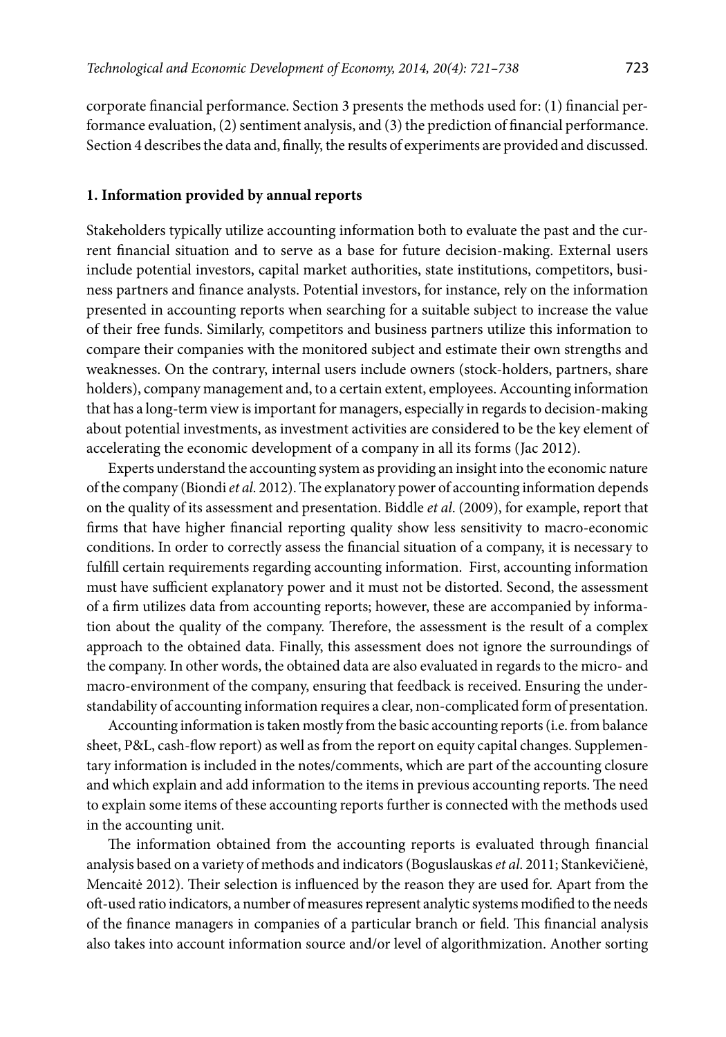corporate financial performance. Section 3 presents the methods used for: (1) financial performance evaluation, (2) sentiment analysis, and (3) the prediction of financial performance. Section 4 describes the data and, finally, the results of experiments are provided and discussed.

## 1. Information provided by annual reports

Stakeholders typically utilize accounting information both to evaluate the past and the current financial situation and to serve as a base for future decision-making. External users include potential investors, capital market authorities, state institutions, competitors, business partners and finance analysts. Potential investors, for instance, rely on the information presented in accounting reports when searching for a suitable subject to increase the value of their free funds. Similarly, competitors and business partners utilize this information to compare their companies with the monitored subject and estimate their own strengths and weaknesses. On the contrary, internal users include owners (stock-holders, partners, share holders), company management and, to a certain extent, employees. Accounting information that has a long-term view is important for managers, especially in regards to decision-making about potential investments, as investment activities are considered to be the key element of accelerating the economic development of a company in all its forms (Jac 2012).

Experts understand the accounting system as providing an insight into the economic nature of the company (Biondi *et al.* 2012). The explanatory power of accounting information depends on the quality of its assessment and presentation. Biddle *et al*. (2009), for example, report that firms that have higher financial reporting quality show less sensitivity to macro-economic conditions. In order to correctly assess the financial situation of a company, it is necessary to fulfill certain requirements regarding accounting information. First, accounting information must have sufficient explanatory power and it must not be distorted. Second, the assessment of a firm utilizes data from accounting reports; however, these are accompanied by information about the quality of the company. Therefore, the assessment is the result of a complex approach to the obtained data. Finally, this assessment does not ignore the surroundings of the company. In other words, the obtained data are also evaluated in regards to the micro- and macro-environment of the company, ensuring that feedback is received. Ensuring the understandability of accounting information requires a clear, non-complicated form of presentation.

Accounting information is taken mostly from the basic accounting reports (i.e. from balance sheet, P&L, cash-flow report) as well as from the report on equity capital changes. Supplementary information is included in the notes/comments, which are part of the accounting closure and which explain and add information to the items in previous accounting reports. The need to explain some items of these accounting reports further is connected with the methods used in the accounting unit.

The information obtained from the accounting reports is evaluated through financial analysis based on a variety of methods and indicators (Boguslauskas *et al.* 2011; Stankevičienė, Mencaitė 2012). Their selection is influenced by the reason they are used for. Apart from the oft-used ratio indicators, a number of measures represent analytic systems modified to the needs of the finance managers in companies of a particular branch or field. This financial analysis also takes into account information source and/or level of algorithmization. Another sorting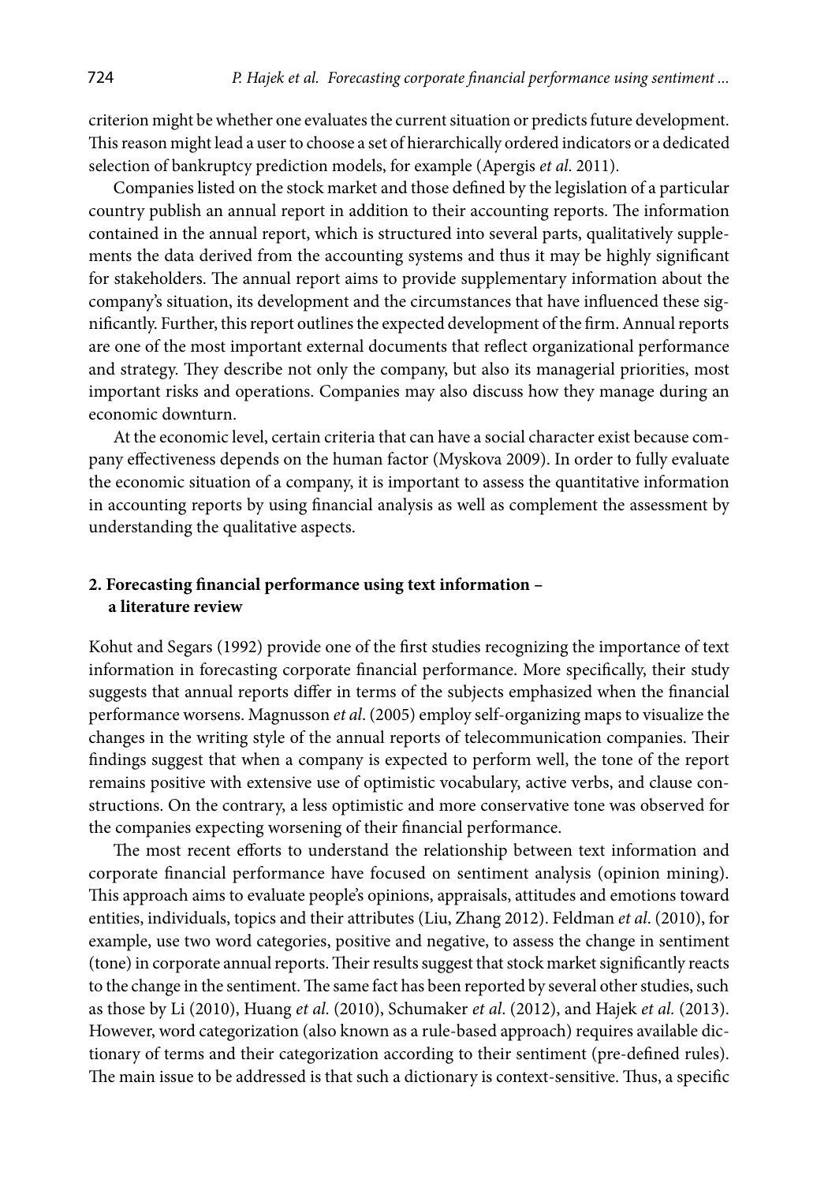criterion might be whether one evaluates the current situation or predicts future development. This reason might lead a user to choose a set of hierarchically ordered indicators or a dedicated selection of bankruptcy prediction models, for example (Apergis *et al*. 2011).

Companies listed on the stock market and those defined by the legislation of a particular country publish an annual report in addition to their accounting reports. The information contained in the annual report, which is structured into several parts, qualitatively supplements the data derived from the accounting systems and thus it may be highly significant for stakeholders. The annual report aims to provide supplementary information about the company's situation, its development and the circumstances that have influenced these significantly. Further, this report outlines the expected development of the firm. Annual reports are one of the most important external documents that reflect organizational performance and strategy. They describe not only the company, but also its managerial priorities, most important risks and operations. Companies may also discuss how they manage during an economic downturn.

At the economic level, certain criteria that can have a social character exist because company effectiveness depends on the human factor (Myskova 2009). In order to fully evaluate the economic situation of a company, it is important to assess the quantitative information in accounting reports by using financial analysis as well as complement the assessment by understanding the qualitative aspects.

## 2. Forecasting financial performance using text information – a literature review

Kohut and Segars (1992) provide one of the first studies recognizing the importance of text information in forecasting corporate financial performance. More specifically, their study suggests that annual reports differ in terms of the subjects emphasized when the financial performance worsens. Magnusson *et al*. (2005) employ self-organizing maps to visualize the changes in the writing style of the annual reports of telecommunication companies. Their findings suggest that when a company is expected to perform well, the tone of the report remains positive with extensive use of optimistic vocabulary, active verbs, and clause constructions. On the contrary, a less optimistic and more conservative tone was observed for the companies expecting worsening of their financial performance.

The most recent efforts to understand the relationship between text information and corporate financial performance have focused on sentiment analysis (opinion mining). This approach aims to evaluate people's opinions, appraisals, attitudes and emotions toward entities, individuals, topics and their attributes (Liu, Zhang 2012). Feldman *et al*. (2010), for example, use two word categories, positive and negative, to assess the change in sentiment (tone) in corporate annual reports. Their results suggest that stock market significantly reacts to the change in the sentiment. The same fact has been reported by several other studies, such as those by Li (2010), Huang *et al*. (2010), Schumaker *et al*. (2012), and Hajek *et al*. (2013). However, word categorization (also known as a rule-based approach) requires available dictionary of terms and their categorization according to their sentiment (pre-defined rules). The main issue to be addressed is that such a dictionary is context-sensitive. Thus, a specific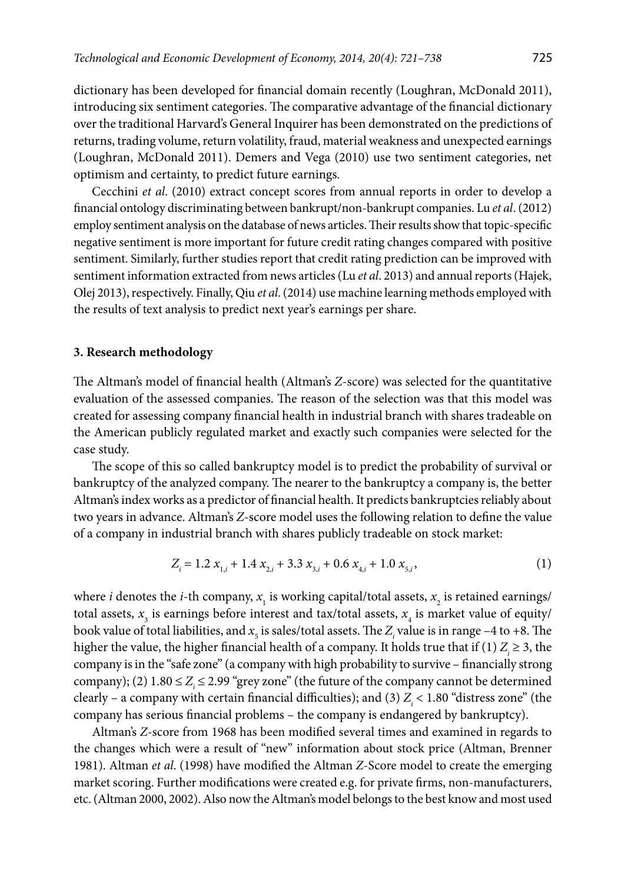dictionary has been developed for financial domain recently (Loughran, McDonald 2011), introducing six sentiment categories. The comparative advantage of the financial dictionary over the traditional Harvard's General Inquirer has been demonstrated on the predictions of returns, trading volume, return volatility, fraud, material weakness and unexpected earnings (Loughran, McDonald 2011). Demers and Vega (2010) use two sentiment categories, net optimism and certainty, to predict future earnings.

Cecchini *et al*. (2010) extract concept scores from annual reports in order to develop a financial ontology discriminating between bankrupt/non-bankrupt companies. Lu *et al*. (2012) employ sentiment analysis on the database of news articles. Their results show that topic-specific negative sentiment is more important for future credit rating changes compared with positive sentiment. Similarly, further studies report that credit rating prediction can be improved with sentiment information extracted from news articles (Lu *et al*. 2013) and annual reports (Hajek, Olej 2013), respectively. Finally, Qiu *et al*. (2014) use machine learning methods employed with the results of text analysis to predict next year's earnings per share.

## 3. Research methodology

The Altman's model of financial health (Altman's *Z*-score) was selected for the quantitative evaluation of the assessed companies. The reason of the selection was that this model was created for assessing company financial health in industrial branch with shares tradeable on the American publicly regulated market and exactly such companies were selected for the case study.

The scope of this so called bankruptcy model is to predict the probability of survival or bankruptcy of the analyzed company. The nearer to the bankruptcy a company is, the better Altman's index works as a predictor of financial health. It predicts bankruptcies reliably about two years in advance. Altman's *Z*-score model uses the following relation to define the value of a company in industrial branch with shares publicly tradeable on stock market:

$$Z_i = 1.2\, x_{1,i} + 1.4\, x_{2,i} + 3.3\, x_{3,i} + 0.6\, x_{4,i} + 1.0\, x_{5,i}, \tag{1}$$

where $i$ denotes the $i$-th company, $x_1$ is working capital/total assets, $x_2$ is retained earnings/total assets, $x_3$ is earnings before interest and tax/total assets, $x_4$ is market value of equity/book value of total liabilities, and $x_5$ is sales/total assets. The $Z_i$ value is in range –4 to +8. The higher the value, the higher financial health of a company. It holds true that if (1) $Z_i \geq 3$, the company is in the "safe zone" (a company with high probability to survive – financially strong company); (2) $1.80 \leq Z_i \leq 2.99$ "grey zone" (the future of the company cannot be determined clearly – a company with certain financial difficulties); and (3) $Z_i < 1.80$ "distress zone" (the company has serious financial problems – the company is endangered by bankruptcy).

Altman's *Z*-score from 1968 has been modified several times and examined in regards to the changes which were a result of "new" information about stock price (Altman, Brenner 1981). Altman *et al.* (1998) have modified the Altman *Z*-Score model to create the emerging market scoring. Further modifications were created e.g. for private firms, non-manufacturers, etc. (Altman 2000, 2002). Also now the Altman's model belongs to the best know and most used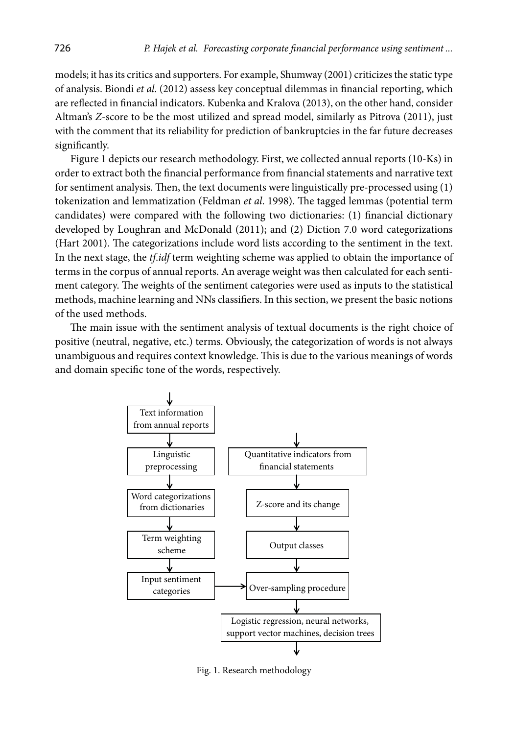models; it has its critics and supporters. For example, Shumway (2001) criticizes the static type of analysis. Biondi *et al*. (2012) assess key conceptual dilemmas in financial reporting, which are reflected in financial indicators. Kubenka and Kralova (2013), on the other hand, consider Altman's *Z*-score to be the most utilized and spread model, similarly as Pitrova (2011), just with the comment that its reliability for prediction of bankruptcies in the far future decreases significantly.

Figure 1 depicts our research methodology. First, we collected annual reports (10-Ks) in order to extract both the financial performance from financial statements and narrative text for sentiment analysis. Then, the text documents were linguistically pre-processed using (1) tokenization and lemmatization (Feldman *et al*. 1998). The tagged lemmas (potential term candidates) were compared with the following two dictionaries: (1) financial dictionary developed by Loughran and McDonald (2011); and (2) Diction 7.0 word categorizations (Hart 2001). The categorizations include word lists according to the sentiment in the text. In the next stage, the *tf.idf* term weighting scheme was applied to obtain the importance of terms in the corpus of annual reports. An average weight was then calculated for each sentiment category. The weights of the sentiment categories were used as inputs to the statistical methods, machine learning and NNs classifiers. In this section, we present the basic notions of the used methods.

The main issue with the sentiment analysis of textual documents is the right choice of positive (neutral, negative, etc.) terms. Obviously, the categorization of words is not always unambiguous and requires context knowledge. This is due to the various meanings of words and domain specific tone of the words, respectively.

Text information from annual reports → Linguistic preprocessing → Word categorizations from dictionaries → Term weighting scheme → Input sentiment categories → Over-sampling procedure

Quantitative indicators from financial statements → Z-score and its change → Output classes → Over-sampling procedure

Over-sampling procedure → Logistic regression, neural networks, support vector machines, decision trees

Fig. 1. Research methodology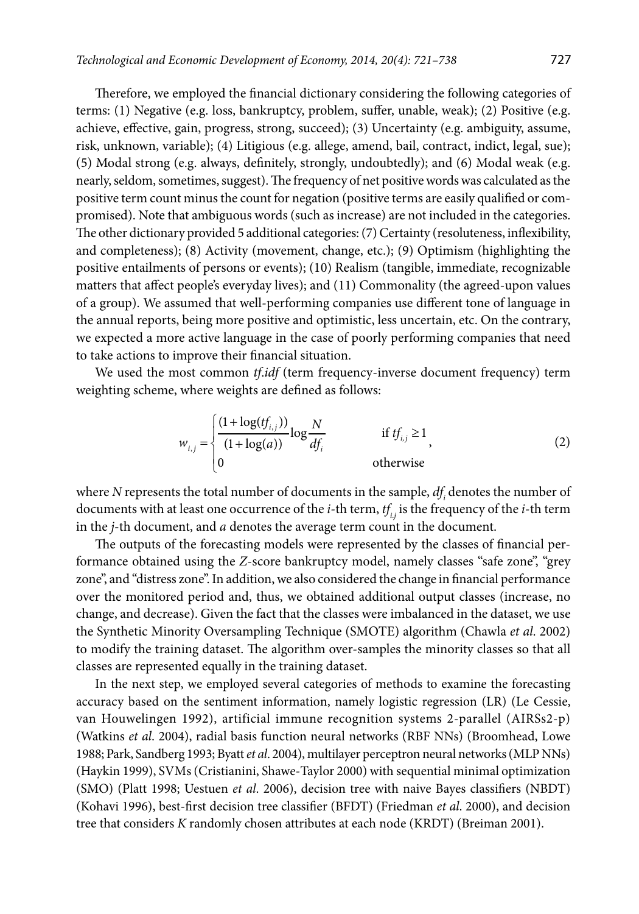Therefore, we employed the financial dictionary considering the following categories of terms: (1) Negative (e.g. loss, bankruptcy, problem, suffer, unable, weak); (2) Positive (e.g. achieve, effective, gain, progress, strong, succeed); (3) Uncertainty (e.g. ambiguity, assume, risk, unknown, variable); (4) Litigious (e.g. allege, amend, bail, contract, indict, legal, sue); (5) Modal strong (e.g. always, definitely, strongly, undoubtedly); and (6) Modal weak (e.g. nearly, seldom, sometimes, suggest). The frequency of net positive words was calculated as the positive term count minus the count for negation (positive terms are easily qualified or compromised). Note that ambiguous words (such as increase) are not included in the categories. The other dictionary provided 5 additional categories: (7) Certainty (resoluteness, inflexibility, and completeness); (8) Activity (movement, change, etc.); (9) Optimism (highlighting the positive entailments of persons or events); (10) Realism (tangible, immediate, recognizable matters that affect people's everyday lives); and (11) Commonality (the agreed-upon values of a group). We assumed that well-performing companies use different tone of language in the annual reports, being more positive and optimistic, less uncertain, etc. On the contrary, we expected a more active language in the case of poorly performing companies that need to take actions to improve their financial situation.

We used the most common *tf.idf* (term frequency-inverse document frequency) term weighting scheme, where weights are defined as follows:

$$w_{i,j} = \begin{cases} \dfrac{(1+\log(tf_{i,j}))}{(1+\log(a))} \log \dfrac{N}{df_i} & \text{if } tf_{i,j} \geq 1 \\ 0 & \text{otherwise} \end{cases}, \tag{2}$$

where $N$ represents the total number of documents in the sample, $df_i$ denotes the number of documents with at least one occurrence of the $i$-th term, $tf_{i,j}$ is the frequency of the $i$-th term in the $j$-th document, and $a$ denotes the average term count in the document.

The outputs of the forecasting models were represented by the classes of financial performance obtained using the $Z$-score bankruptcy model, namely classes "safe zone", "grey zone", and "distress zone". In addition, we also considered the change in financial performance over the monitored period and, thus, we obtained additional output classes (increase, no change, and decrease). Given the fact that the classes were imbalanced in the dataset, we use the Synthetic Minority Oversampling Technique (SMOTE) algorithm (Chawla *et al.* 2002) to modify the training dataset. The algorithm over-samples the minority classes so that all classes are represented equally in the training dataset.

In the next step, we employed several categories of methods to examine the forecasting accuracy based on the sentiment information, namely logistic regression (LR) (Le Cessie, van Houwelingen 1992), artificial immune recognition systems 2-parallel (AIRSs2-p) (Watkins *et al.* 2004), radial basis function neural networks (RBF NNs) (Broomhead, Lowe 1988; Park, Sandberg 1993; Byatt *et al.* 2004), multilayer perceptron neural networks (MLP NNs) (Haykin 1999), SVMs (Cristianini, Shawe-Taylor 2000) with sequential minimal optimization (SMO) (Platt 1998; Uestuen *et al.* 2006), decision tree with naive Bayes classifiers (NBDT) (Kohavi 1996), best-first decision tree classifier (BFDT) (Friedman *et al.* 2000), and decision tree that considers $K$ randomly chosen attributes at each node (KRDT) (Breiman 2001).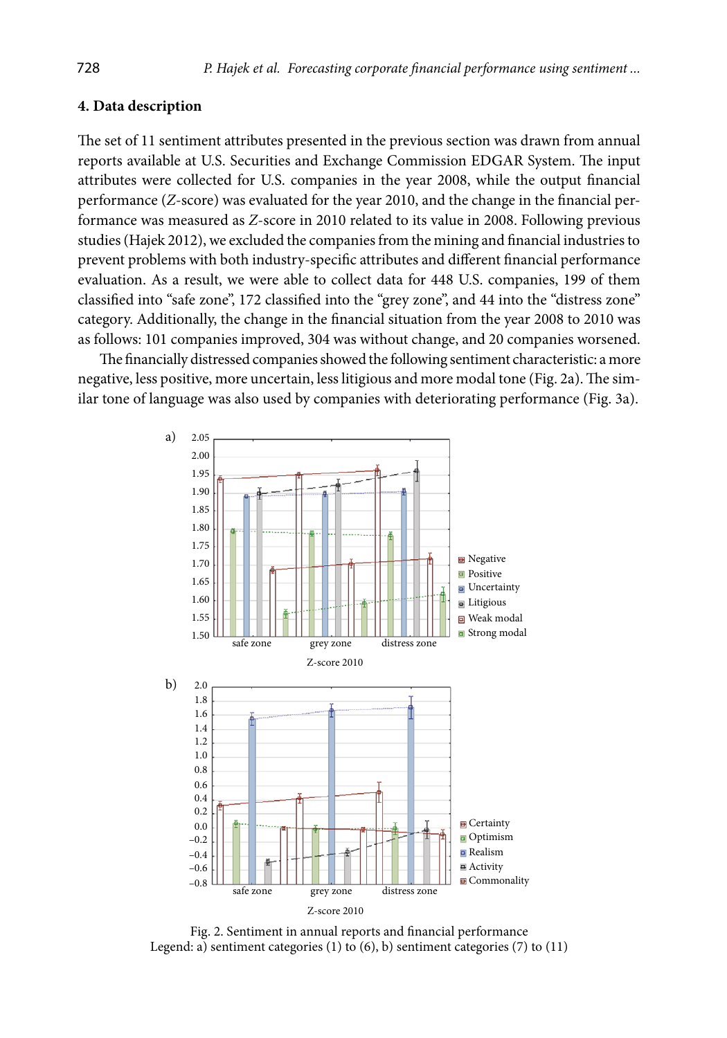## 4. Data description

The set of 11 sentiment attributes presented in the previous section was drawn from annual reports available at U.S. Securities and Exchange Commission EDGAR System. The input attributes were collected for U.S. companies in the year 2008, while the output financial performance ($Z$-score) was evaluated for the year 2010, and the change in the financial performance was measured as $Z$-score in 2010 related to its value in 2008. Following previous studies (Hajek 2012), we excluded the companies from the mining and financial industries to prevent problems with both industry-specific attributes and different financial performance evaluation. As a result, we were able to collect data for 448 U.S. companies, 199 of them classified into "safe zone", 172 classified into the "grey zone", and 44 into the "distress zone" category. Additionally, the change in the financial situation from the year 2008 to 2010 was as follows: 101 companies improved, 304 was without change, and 20 companies worsened.

The financially distressed companies showed the following sentiment characteristic: a more negative, less positive, more uncertain, less litigious and more modal tone (Fig. 2a). The similar tone of language was also used by companies with deteriorating performance (Fig. 3a).

Fig. 2. Sentiment in annual reports and financial performance
Legend: a) sentiment categories (1) to (6), b) sentiment categories (7) to (11)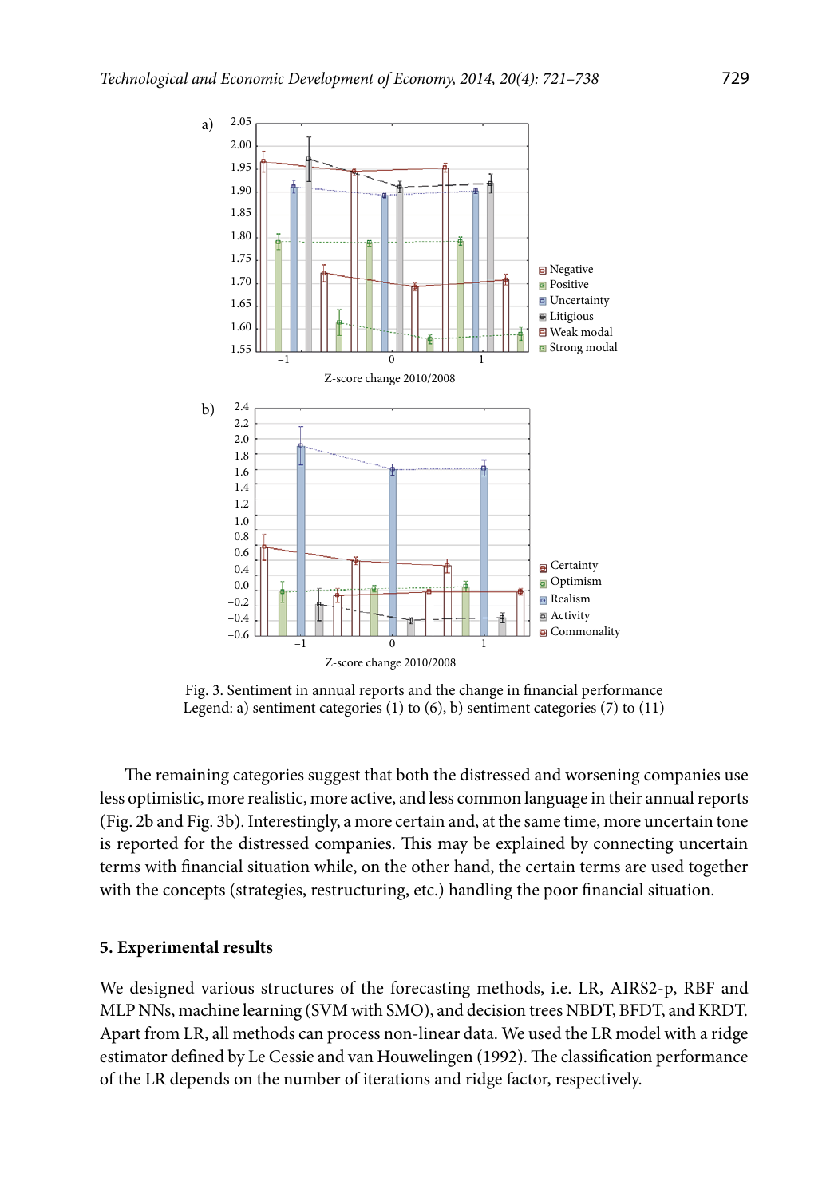Fig. 3. Sentiment in annual reports and the change in financial performance
Legend: a) sentiment categories (1) to (6), b) sentiment categories (7) to (11)

The remaining categories suggest that both the distressed and worsening companies use less optimistic, more realistic, more active, and less common language in their annual reports (Fig. 2b and Fig. 3b). Interestingly, a more certain and, at the same time, more uncertain tone is reported for the distressed companies. This may be explained by connecting uncertain terms with financial situation while, on the other hand, the certain terms are used together with the concepts (strategies, restructuring, etc.) handling the poor financial situation.

## 5. Experimental results

We designed various structures of the forecasting methods, i.e. LR, AIRS2-p, RBF and MLP NNs, machine learning (SVM with SMO), and decision trees NBDT, BFDT, and KRDT. Apart from LR, all methods can process non-linear data. We used the LR model with a ridge estimator defined by Le Cessie and van Houwelingen (1992). The classification performance of the LR depends on the number of iterations and ridge factor, respectively.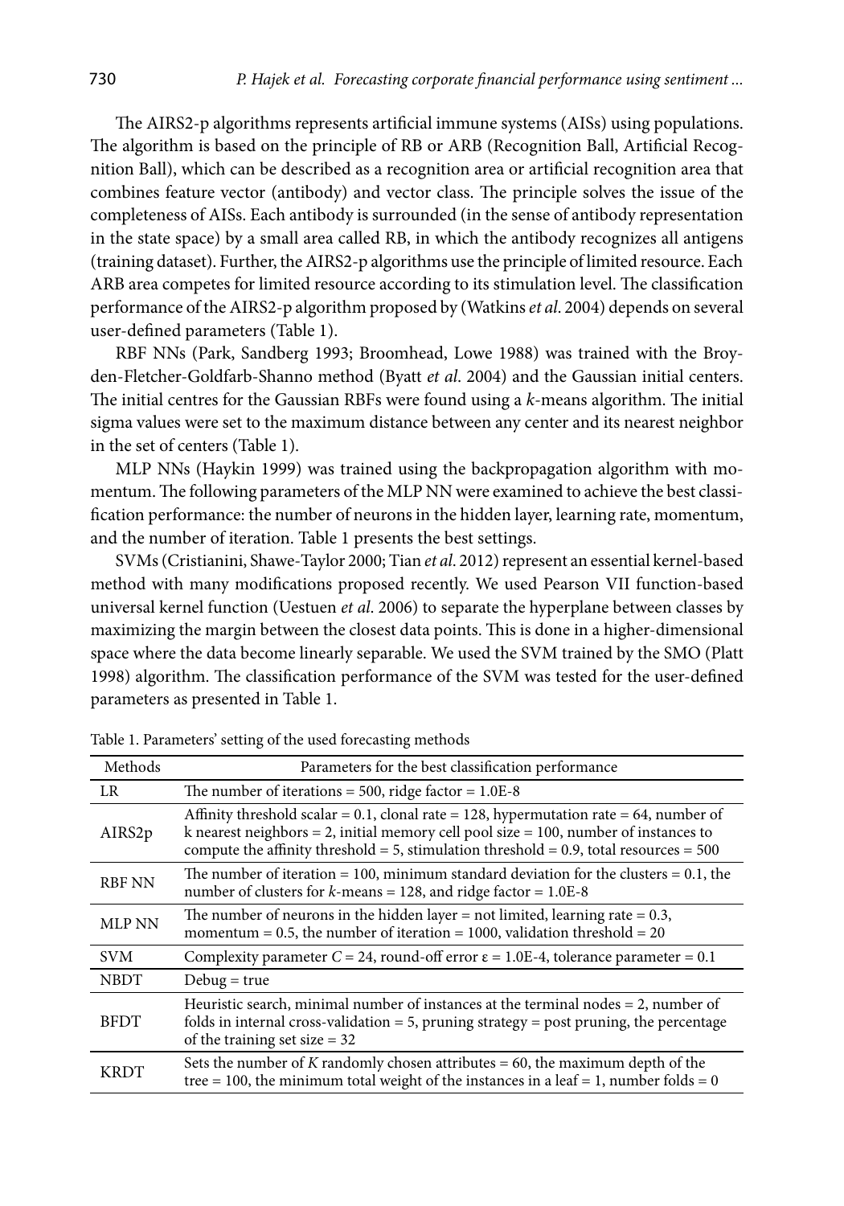The AIRS2-p algorithms represents artificial immune systems (AISs) using populations. The algorithm is based on the principle of RB or ARB (Recognition Ball, Artificial Recognition Ball), which can be described as a recognition area or artificial recognition area that combines feature vector (antibody) and vector class. The principle solves the issue of the completeness of AISs. Each antibody is surrounded (in the sense of antibody representation in the state space) by a small area called RB, in which the antibody recognizes all antigens (training dataset). Further, the AIRS2-p algorithms use the principle of limited resource. Each ARB area competes for limited resource according to its stimulation level. The classification performance of the AIRS2-p algorithm proposed by (Watkins *et al.* 2004) depends on several user-defined parameters (Table 1).

RBF NNs (Park, Sandberg 1993; Broomhead, Lowe 1988) was trained with the Broyden-Fletcher-Goldfarb-Shanno method (Byatt *et al.* 2004) and the Gaussian initial centers. The initial centres for the Gaussian RBFs were found using a *k*-means algorithm. The initial sigma values were set to the maximum distance between any center and its nearest neighbor in the set of centers (Table 1).

MLP NNs (Haykin 1999) was trained using the backpropagation algorithm with momentum. The following parameters of the MLP NN were examined to achieve the best classification performance: the number of neurons in the hidden layer, learning rate, momentum, and the number of iteration. Table 1 presents the best settings.

SVMs (Cristianini, Shawe-Taylor 2000; Tian *et al.* 2012) represent an essential kernel-based method with many modifications proposed recently. We used Pearson VII function-based universal kernel function (Uestuen *et al.* 2006) to separate the hyperplane between classes by maximizing the margin between the closest data points. This is done in a higher-dimensional space where the data become linearly separable. We used the SVM trained by the SMO (Platt 1998) algorithm. The classification performance of the SVM was tested for the user-defined parameters as presented in Table 1.

Table 1. Parameters' setting of the used forecasting methods

| Methods | Parameters for the best classification performance |
|---|---|
| LR | The number of iterations = 500, ridge factor = 1.0E-8 |
| AIRS2p | Affinity threshold scalar = 0.1, clonal rate = 128, hypermutation rate = 64, number of k nearest neighbors = 2, initial memory cell pool size = 100, number of instances to compute the affinity threshold = 5, stimulation threshold = 0.9, total resources = 500 |
| RBF NN | The number of iteration = 100, minimum standard deviation for the clusters = 0.1, the number of clusters for *k*-means = 128, and ridge factor = 1.0E-8 |
| MLP NN | The number of neurons in the hidden layer = not limited, learning rate = 0.3, momentum = 0.5, the number of iteration = 1000, validation threshold = 20 |
| SVM | Complexity parameter $C = 24$, round-off error $\varepsilon = 1.0E\text{-}4$, tolerance parameter = 0.1 |
| NBDT | Debug = true |
| BFDT | Heuristic search, minimal number of instances at the terminal nodes = 2, number of folds in internal cross-validation = 5, pruning strategy = post pruning, the percentage of the training set size = 32 |
| KRDT | Sets the number of $K$ randomly chosen attributes = 60, the maximum depth of the tree = 100, the minimum total weight of the instances in a leaf = 1, number folds = 0 |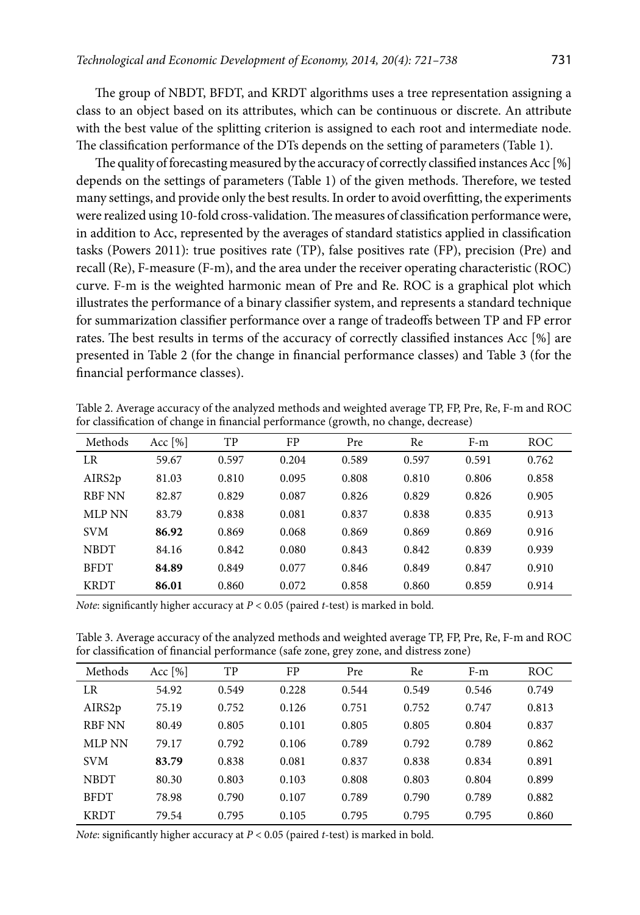The group of NBDT, BFDT, and KRDT algorithms uses a tree representation assigning a class to an object based on its attributes, which can be continuous or discrete. An attribute with the best value of the splitting criterion is assigned to each root and intermediate node. The classification performance of the DTs depends on the setting of parameters (Table 1).

The quality of forecasting measured by the accuracy of correctly classified instances Acc [%] depends on the settings of parameters (Table 1) of the given methods. Therefore, we tested many settings, and provide only the best results. In order to avoid overfitting, the experiments were realized using 10-fold cross-validation. The measures of classification performance were, in addition to Acc, represented by the averages of standard statistics applied in classification tasks (Powers 2011): true positives rate (TP), false positives rate (FP), precision (Pre) and recall (Re), F-measure (F-m), and the area under the receiver operating characteristic (ROC) curve. F-m is the weighted harmonic mean of Pre and Re. ROC is a graphical plot which illustrates the performance of a binary classifier system, and represents a standard technique for summarization classifier performance over a range of tradeoffs between TP and FP error rates. The best results in terms of the accuracy of correctly classified instances Acc [%] are presented in Table 2 (for the change in financial performance classes) and Table 3 (for the financial performance classes).

Table 2. Average accuracy of the analyzed methods and weighted average TP, FP, Pre, Re, F-m and ROC for classification of change in financial performance (growth, no change, decrease)

| Methods | Acc [%] | TP | FP | Pre | Re | F-m | ROC |
|---|---|---|---|---|---|---|---|
| LR | 59.67 | 0.597 | 0.204 | 0.589 | 0.597 | 0.591 | 0.762 |
| AIRS2p | 81.03 | 0.810 | 0.095 | 0.808 | 0.810 | 0.806 | 0.858 |
| RBF NN | 82.87 | 0.829 | 0.087 | 0.826 | 0.829 | 0.826 | 0.905 |
| MLP NN | 83.79 | 0.838 | 0.081 | 0.837 | 0.838 | 0.835 | 0.913 |
| SVM | **86.92** | 0.869 | 0.068 | 0.869 | 0.869 | 0.869 | 0.916 |
| NBDT | 84.16 | 0.842 | 0.080 | 0.843 | 0.842 | 0.839 | 0.939 |
| BFDT | **84.89** | 0.849 | 0.077 | 0.846 | 0.849 | 0.847 | 0.910 |
| KRDT | **86.01** | 0.860 | 0.072 | 0.858 | 0.860 | 0.859 | 0.914 |

*Note*: significantly higher accuracy at $P < 0.05$ (paired *t*-test) is marked in bold.

Table 3. Average accuracy of the analyzed methods and weighted average TP, FP, Pre, Re, F-m and ROC for classification of financial performance (safe zone, grey zone, and distress zone)

| Methods | Acc [%] | TP | FP | Pre | Re | F-m | ROC |
|---|---|---|---|---|---|---|---|
| LR | 54.92 | 0.549 | 0.228 | 0.544 | 0.549 | 0.546 | 0.749 |
| AIRS2p | 75.19 | 0.752 | 0.126 | 0.751 | 0.752 | 0.747 | 0.813 |
| RBF NN | 80.49 | 0.805 | 0.101 | 0.805 | 0.805 | 0.804 | 0.837 |
| MLP NN | 79.17 | 0.792 | 0.106 | 0.789 | 0.792 | 0.789 | 0.862 |
| SVM | **83.79** | 0.838 | 0.081 | 0.837 | 0.838 | 0.834 | 0.891 |
| NBDT | 80.30 | 0.803 | 0.103 | 0.808 | 0.803 | 0.804 | 0.899 |
| BFDT | 78.98 | 0.790 | 0.107 | 0.789 | 0.790 | 0.789 | 0.882 |
| KRDT | 79.54 | 0.795 | 0.105 | 0.795 | 0.795 | 0.795 | 0.860 |

*Note*: significantly higher accuracy at $P < 0.05$ (paired *t*-test) is marked in bold.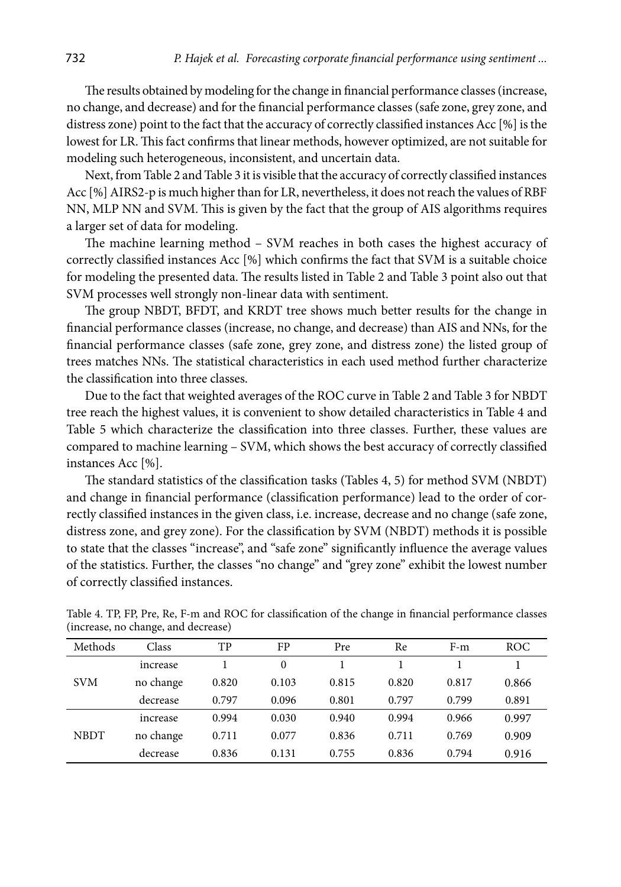The results obtained by modeling for the change in financial performance classes (increase, no change, and decrease) and for the financial performance classes (safe zone, grey zone, and distress zone) point to the fact that the accuracy of correctly classified instances Acc [%] is the lowest for LR. This fact confirms that linear methods, however optimized, are not suitable for modeling such heterogeneous, inconsistent, and uncertain data.

Next, from Table 2 and Table 3 it is visible that the accuracy of correctly classified instances Acc [%] AIRS2-p is much higher than for LR, nevertheless, it does not reach the values of RBF NN, MLP NN and SVM. This is given by the fact that the group of AIS algorithms requires a larger set of data for modeling.

The machine learning method – SVM reaches in both cases the highest accuracy of correctly classified instances Acc [%] which confirms the fact that SVM is a suitable choice for modeling the presented data. The results listed in Table 2 and Table 3 point also out that SVM processes well strongly non-linear data with sentiment.

The group NBDT, BFDT, and KRDT tree shows much better results for the change in financial performance classes (increase, no change, and decrease) than AIS and NNs, for the financial performance classes (safe zone, grey zone, and distress zone) the listed group of trees matches NNs. The statistical characteristics in each used method further characterize the classification into three classes.

Due to the fact that weighted averages of the ROC curve in Table 2 and Table 3 for NBDT tree reach the highest values, it is convenient to show detailed characteristics in Table 4 and Table 5 which characterize the classification into three classes. Further, these values are compared to machine learning – SVM, which shows the best accuracy of correctly classified instances Acc [%].

The standard statistics of the classification tasks (Tables 4, 5) for method SVM (NBDT) and change in financial performance (classification performance) lead to the order of correctly classified instances in the given class, i.e. increase, decrease and no change (safe zone, distress zone, and grey zone). For the classification by SVM (NBDT) methods it is possible to state that the classes "increase", and "safe zone" significantly influence the average values of the statistics. Further, the classes "no change" and "grey zone" exhibit the lowest number of correctly classified instances.

Table 4. TP, FP, Pre, Re, F-m and ROC for classification of the change in financial performance classes (increase, no change, and decrease)

| Methods | Class | TP | FP | Pre | Re | F-m | ROC |
|---|---|---|---|---|---|---|---|
| SVM | increase | 1 | 0 | 1 | 1 | 1 | 1 |
| | no change | 0.820 | 0.103 | 0.815 | 0.820 | 0.817 | 0.866 |
| | decrease | 0.797 | 0.096 | 0.801 | 0.797 | 0.799 | 0.891 |
| NBDT | increase | 0.994 | 0.030 | 0.940 | 0.994 | 0.966 | 0.997 |
| | no change | 0.711 | 0.077 | 0.836 | 0.711 | 0.769 | 0.909 |
| | decrease | 0.836 | 0.131 | 0.755 | 0.836 | 0.794 | 0.916 |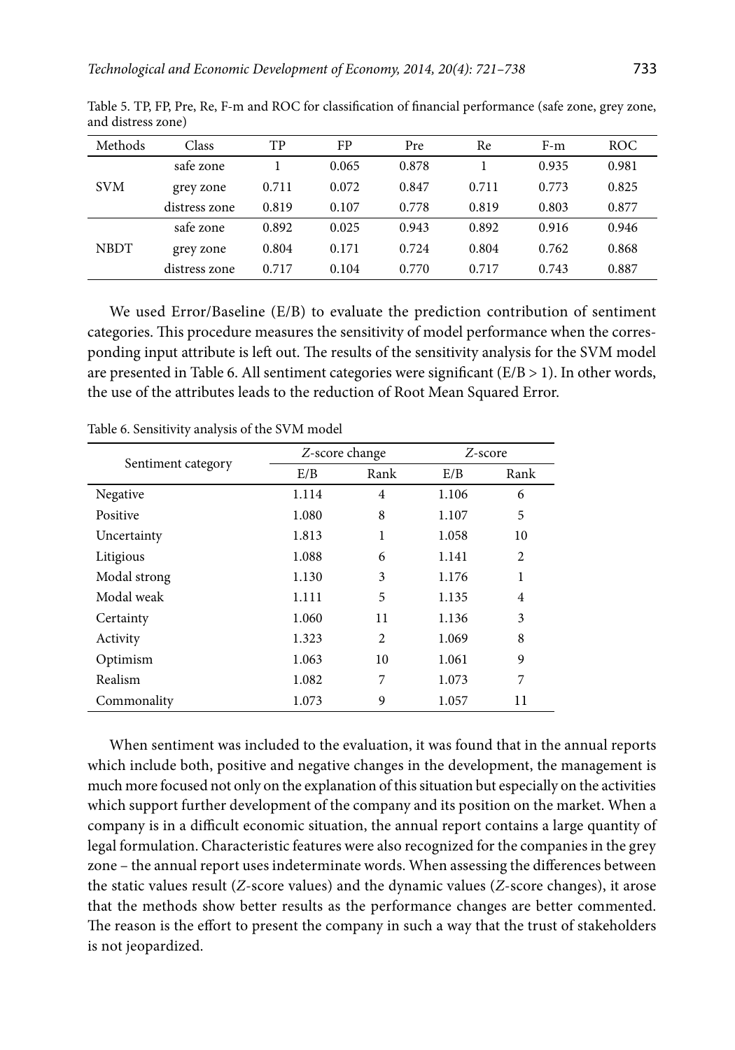Table 5. TP, FP, Pre, Re, F-m and ROC for classification of financial performance (safe zone, grey zone, and distress zone)

| Methods | Class | TP | FP | Pre | Re | F-m | ROC |
|---|---|---|---|---|---|---|---|
| SVM | safe zone | 1 | 0.065 | 0.878 | 1 | 0.935 | 0.981 |
| | grey zone | 0.711 | 0.072 | 0.847 | 0.711 | 0.773 | 0.825 |
| | distress zone | 0.819 | 0.107 | 0.778 | 0.819 | 0.803 | 0.877 |
| NBDT | safe zone | 0.892 | 0.025 | 0.943 | 0.892 | 0.916 | 0.946 |
| | grey zone | 0.804 | 0.171 | 0.724 | 0.804 | 0.762 | 0.868 |
| | distress zone | 0.717 | 0.104 | 0.770 | 0.717 | 0.743 | 0.887 |

We used Error/Baseline (E/B) to evaluate the prediction contribution of sentiment categories. This procedure measures the sensitivity of model performance when the corresponding input attribute is left out. The results of the sensitivity analysis for the SVM model are presented in Table 6. All sentiment categories were significant (E/B > 1). In other words, the use of the attributes leads to the reduction of Root Mean Squared Error.

Table 6. Sensitivity analysis of the SVM model

| Sentiment category | *Z*-score change | | *Z*-score | |
|---|---|---|---|---|
| | E/B | Rank | E/B | Rank |
| Negative | 1.114 | 4 | 1.106 | 6 |
| Positive | 1.080 | 8 | 1.107 | 5 |
| Uncertainty | 1.813 | 1 | 1.058 | 10 |
| Litigious | 1.088 | 6 | 1.141 | 2 |
| Modal strong | 1.130 | 3 | 1.176 | 1 |
| Modal weak | 1.111 | 5 | 1.135 | 4 |
| Certainty | 1.060 | 11 | 1.136 | 3 |
| Activity | 1.323 | 2 | 1.069 | 8 |
| Optimism | 1.063 | 10 | 1.061 | 9 |
| Realism | 1.082 | 7 | 1.073 | 7 |
| Commonality | 1.073 | 9 | 1.057 | 11 |

When sentiment was included to the evaluation, it was found that in the annual reports which include both, positive and negative changes in the development, the management is much more focused not only on the explanation of this situation but especially on the activities which support further development of the company and its position on the market. When a company is in a difficult economic situation, the annual report contains a large quantity of legal formulation. Characteristic features were also recognized for the companies in the grey zone – the annual report uses indeterminate words. When assessing the differences between the static values result (*Z*-score values) and the dynamic values (*Z*-score changes), it arose that the methods show better results as the performance changes are better commented. The reason is the effort to present the company in such a way that the trust of stakeholders is not jeopardized.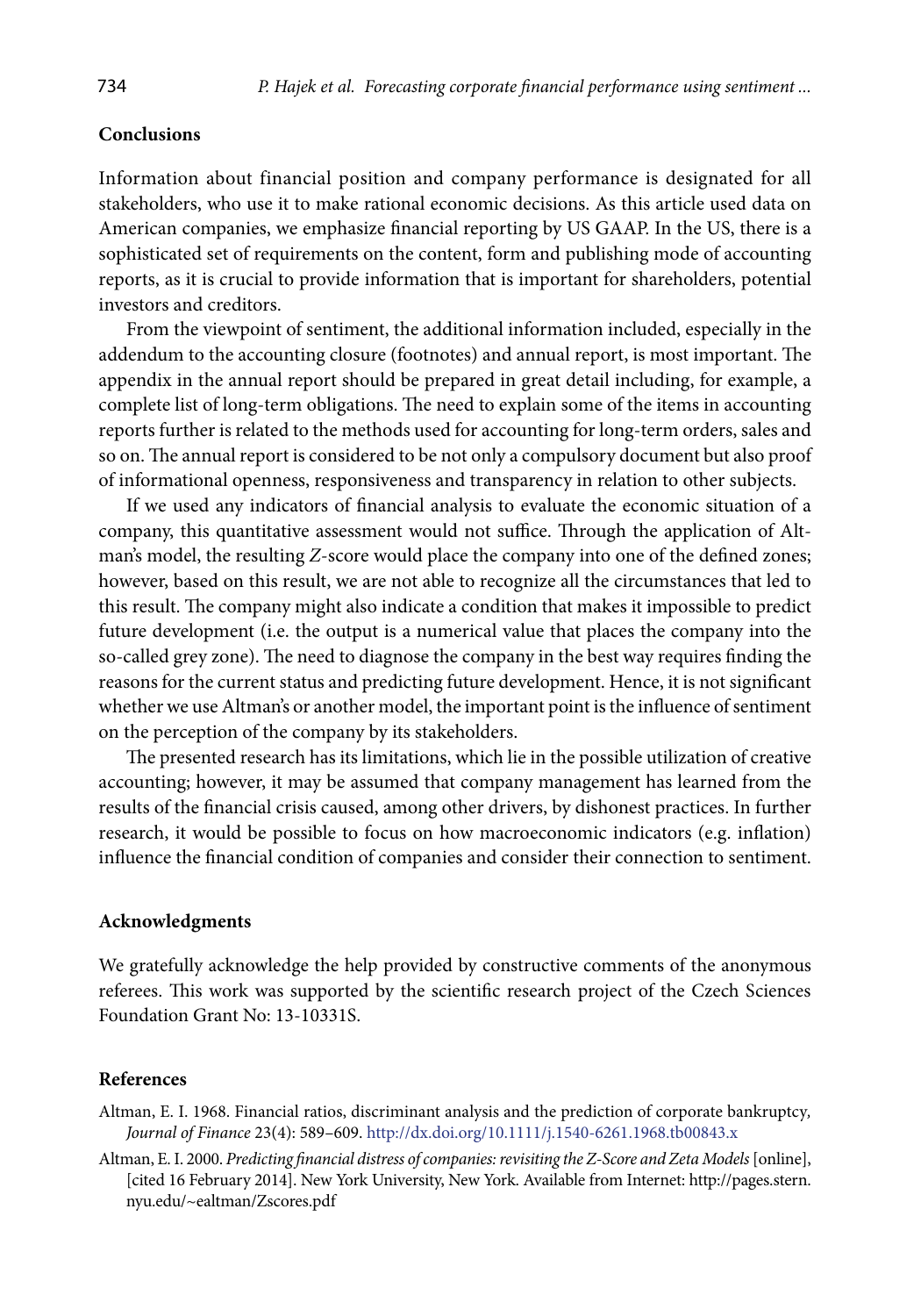## Conclusions

Information about financial position and company performance is designated for all stakeholders, who use it to make rational economic decisions. As this article used data on American companies, we emphasize financial reporting by US GAAP. In the US, there is a sophisticated set of requirements on the content, form and publishing mode of accounting reports, as it is crucial to provide information that is important for shareholders, potential investors and creditors.

From the viewpoint of sentiment, the additional information included, especially in the addendum to the accounting closure (footnotes) and annual report, is most important. The appendix in the annual report should be prepared in great detail including, for example, a complete list of long-term obligations. The need to explain some of the items in accounting reports further is related to the methods used for accounting for long-term orders, sales and so on. The annual report is considered to be not only a compulsory document but also proof of informational openness, responsiveness and transparency in relation to other subjects.

If we used any indicators of financial analysis to evaluate the economic situation of a company, this quantitative assessment would not suffice. Through the application of Altman's model, the resulting *Z*-score would place the company into one of the defined zones; however, based on this result, we are not able to recognize all the circumstances that led to this result. The company might also indicate a condition that makes it impossible to predict future development (i.e. the output is a numerical value that places the company into the so-called grey zone). The need to diagnose the company in the best way requires finding the reasons for the current status and predicting future development. Hence, it is not significant whether we use Altman's or another model, the important point is the influence of sentiment on the perception of the company by its stakeholders.

The presented research has its limitations, which lie in the possible utilization of creative accounting; however, it may be assumed that company management has learned from the results of the financial crisis caused, among other drivers, by dishonest practices. In further research, it would be possible to focus on how macroeconomic indicators (e.g. inflation) influence the financial condition of companies and consider their connection to sentiment.

## Acknowledgments

We gratefully acknowledge the help provided by constructive comments of the anonymous referees. This work was supported by the scientific research project of the Czech Sciences Foundation Grant No: 13-10331S.

## References

Altman, E. I. 1968. Financial ratios, discriminant analysis and the prediction of corporate bankruptcy, *Journal of Finance* 23(4): 589–609. http://dx.doi.org/10.1111/j.1540-6261.1968.tb00843.x

Altman, E. I. 2000. *Predicting financial distress of companies: revisiting the Z-Score and Zeta Models* [online], [cited 16 February 2014]. New York University, New York. Available from Internet: http://pages.stern.nyu.edu/~ealtman/Zscores.pdf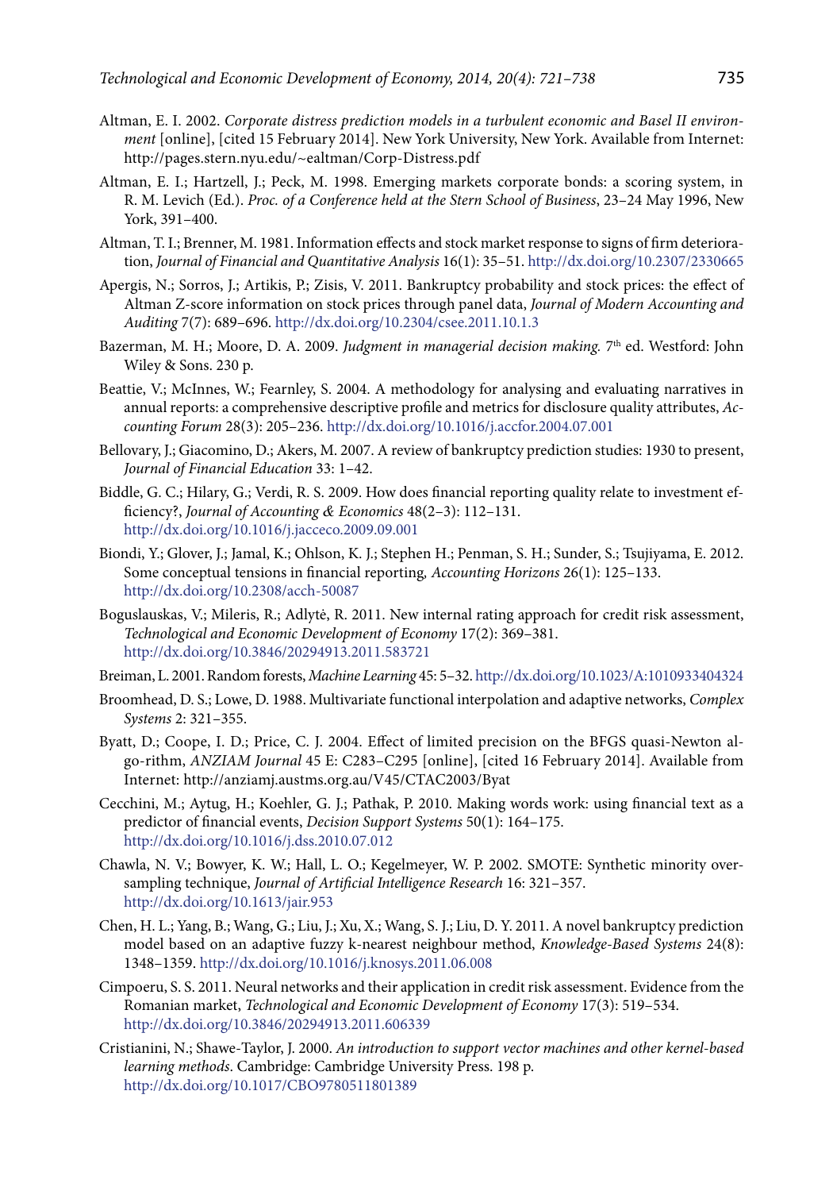Altman, E. I. 2002. *Corporate distress prediction models in a turbulent economic and Basel II environment* [online], [cited 15 February 2014]. New York University, New York. Available from Internet: http://pages.stern.nyu.edu/~ealtman/Corp-Distress.pdf

Altman, E. I.; Hartzell, J.; Peck, M. 1998. Emerging markets corporate bonds: a scoring system, in R. M. Levich (Ed.). *Proc. of a Conference held at the Stern School of Business*, 23–24 May 1996, New York, 391–400.

Altman, T. I.; Brenner, M. 1981. Information effects and stock market response to signs of firm deterioration, *Journal of Financial and Quantitative Analysis* 16(1): 35–51. http://dx.doi.org/10.2307/2330665

Apergis, N.; Sorros, J.; Artikis, P.; Zisis, V. 2011. Bankruptcy probability and stock prices: the effect of Altman Z-score information on stock prices through panel data, *Journal of Modern Accounting and Auditing* 7(7): 689–696. http://dx.doi.org/10.2304/csee.2011.10.1.3

Bazerman, M. H.; Moore, D. A. 2009. *Judgment in managerial decision making.* 7th ed. Westford: John Wiley & Sons. 230 p.

Beattie, V.; McInnes, W.; Fearnley, S. 2004. A methodology for analysing and evaluating narratives in annual reports: a comprehensive descriptive profile and metrics for disclosure quality attributes, *Accounting Forum* 28(3): 205–236. http://dx.doi.org/10.1016/j.accfor.2004.07.001

Bellovary, J.; Giacomino, D.; Akers, M. 2007. A review of bankruptcy prediction studies: 1930 to present, *Journal of Financial Education* 33: 1–42.

Biddle, G. C.; Hilary, G.; Verdi, R. S. 2009. How does financial reporting quality relate to investment efficiency?, *Journal of Accounting & Economics* 48(2–3): 112–131. http://dx.doi.org/10.1016/j.jacceco.2009.09.001

Biondi, Y.; Glover, J.; Jamal, K.; Ohlson, K. J.; Stephen H.; Penman, S. H.; Sunder, S.; Tsujiyama, E. 2012. Some conceptual tensions in financial reporting, *Accounting Horizons* 26(1): 125–133. http://dx.doi.org/10.2308/acch-50087

Boguslauskas, V.; Mileris, R.; Adlytė, R. 2011. New internal rating approach for credit risk assessment, *Technological and Economic Development of Economy* 17(2): 369–381. http://dx.doi.org/10.3846/20294913.2011.583721

Breiman, L. 2001. Random forests, *Machine Learning* 45: 5–32. http://dx.doi.org/10.1023/A:1010933404324

Broomhead, D. S.; Lowe, D. 1988. Multivariate functional interpolation and adaptive networks, *Complex Systems* 2: 321–355.

Byatt, D.; Coope, I. D.; Price, C. J. 2004. Effect of limited precision on the BFGS quasi-Newton algo-rithm, *ANZIAM Journal* 45 E: C283–C295 [online], [cited 16 February 2014]. Available from Internet: http://anziamj.austms.org.au/V45/CTAC2003/Byat

Cecchini, M.; Aytug, H.; Koehler, G. J.; Pathak, P. 2010. Making words work: using financial text as a predictor of financial events, *Decision Support Systems* 50(1): 164–175. http://dx.doi.org/10.1016/j.dss.2010.07.012

Chawla, N. V.; Bowyer, K. W.; Hall, L. O.; Kegelmeyer, W. P. 2002. SMOTE: Synthetic minority oversampling technique, *Journal of Artificial Intelligence Research* 16: 321–357. http://dx.doi.org/10.1613/jair.953

Chen, H. L.; Yang, B.; Wang, G.; Liu, J.; Xu, X.; Wang, S. J.; Liu, D. Y. 2011. A novel bankruptcy prediction model based on an adaptive fuzzy k-nearest neighbour method, *Knowledge-Based Systems* 24(8): 1348–1359. http://dx.doi.org/10.1016/j.knosys.2011.06.008

Cimpoeru, S. S. 2011. Neural networks and their application in credit risk assessment. Evidence from the Romanian market, *Technological and Economic Development of Economy* 17(3): 519–534. http://dx.doi.org/10.3846/20294913.2011.606339

Cristianini, N.; Shawe-Taylor, J. 2000. *An introduction to support vector machines and other kernel-based learning methods*. Cambridge: Cambridge University Press. 198 p. http://dx.doi.org/10.1017/CBO9780511801389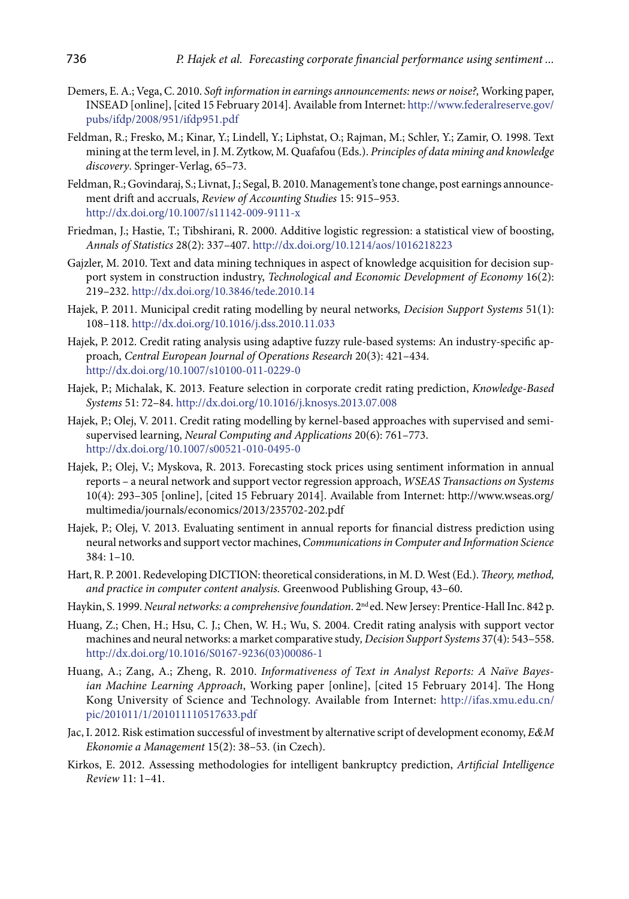Demers, E. A.; Vega, C. 2010. *Soft information in earnings announcements: news or noise?,* Working paper, INSEAD [online], [cited 15 February 2014]. Available from Internet: http://www.federalreserve.gov/pubs/ifdp/2008/951/ifdp951.pdf

Feldman, R.; Fresko, M.; Kinar, Y.; Lindell, Y.; Liphstat, O.; Rajman, M.; Schler, Y.; Zamir, O. 1998. Text mining at the term level, in J. M. Zytkow, M. Quafafou (Eds.). *Principles of data mining and knowledge discovery*. Springer-Verlag, 65–73.

Feldman, R.; Govindaraj, S.; Livnat, J.; Segal, B. 2010. Management's tone change, post earnings announcement drift and accruals, *Review of Accounting Studies* 15: 915–953. http://dx.doi.org/10.1007/s11142-009-9111-x

Friedman, J.; Hastie, T.; Tibshirani, R. 2000. Additive logistic regression: a statistical view of boosting, *Annals of Statistics* 28(2): 337–407. http://dx.doi.org/10.1214/aos/1016218223

Gajzler, M. 2010. Text and data mining techniques in aspect of knowledge acquisition for decision support system in construction industry, *Technological and Economic Development of Economy* 16(2): 219–232. http://dx.doi.org/10.3846/tede.2010.14

Hajek, P. 2011. Municipal credit rating modelling by neural networks, *Decision Support Systems* 51(1): 108–118. http://dx.doi.org/10.1016/j.dss.2010.11.033

Hajek, P. 2012. Credit rating analysis using adaptive fuzzy rule-based systems: An industry-specific approach, *Central European Journal of Operations Research* 20(3): 421–434. http://dx.doi.org/10.1007/s10100-011-0229-0

Hajek, P.; Michalak, K. 2013. Feature selection in corporate credit rating prediction, *Knowledge-Based Systems* 51: 72–84. http://dx.doi.org/10.1016/j.knosys.2013.07.008

Hajek, P.; Olej, V. 2011. Credit rating modelling by kernel-based approaches with supervised and semi-supervised learning, *Neural Computing and Applications* 20(6): 761–773. http://dx.doi.org/10.1007/s00521-010-0495-0

Hajek, P.; Olej, V.; Myskova, R. 2013. Forecasting stock prices using sentiment information in annual reports – a neural network and support vector regression approach, *WSEAS Transactions on Systems* 10(4): 293–305 [online], [cited 15 February 2014]. Available from Internet: http://www.wseas.org/multimedia/journals/economics/2013/235702-202.pdf

Hajek, P.; Olej, V. 2013. Evaluating sentiment in annual reports for financial distress prediction using neural networks and support vector machines, *Communications in Computer and Information Science* 384: 1–10.

Hart, R. P. 2001. Redeveloping DICTION: theoretical considerations, in M. D. West (Ed.). *Theory, method, and practice in computer content analysis.* Greenwood Publishing Group, 43–60.

Haykin, S. 1999. *Neural networks: a comprehensive foundation*. 2nd ed. New Jersey: Prentice-Hall Inc. 842 p.

Huang, Z.; Chen, H.; Hsu, C. J.; Chen, W. H.; Wu, S. 2004. Credit rating analysis with support vector machines and neural networks: a market comparative study, *Decision Support Systems* 37(4): 543–558. http://dx.doi.org/10.1016/S0167-9236(03)00086-1

Huang, A.; Zang, A.; Zheng, R. 2010. *Informativeness of Text in Analyst Reports: A Naïve Bayesian Machine Learning Approach*, Working paper [online], [cited 15 February 2014]. The Hong Kong University of Science and Technology. Available from Internet: http://ifas.xmu.edu.cn/pic/201011/1/201011110517633.pdf

Jac, I. 2012. Risk estimation successful of investment by alternative script of development economy, *E&M Ekonomie a Management* 15(2): 38–53. (in Czech).

Kirkos, E. 2012. Assessing methodologies for intelligent bankruptcy prediction, *Artificial Intelligence Review* 11: 1–41.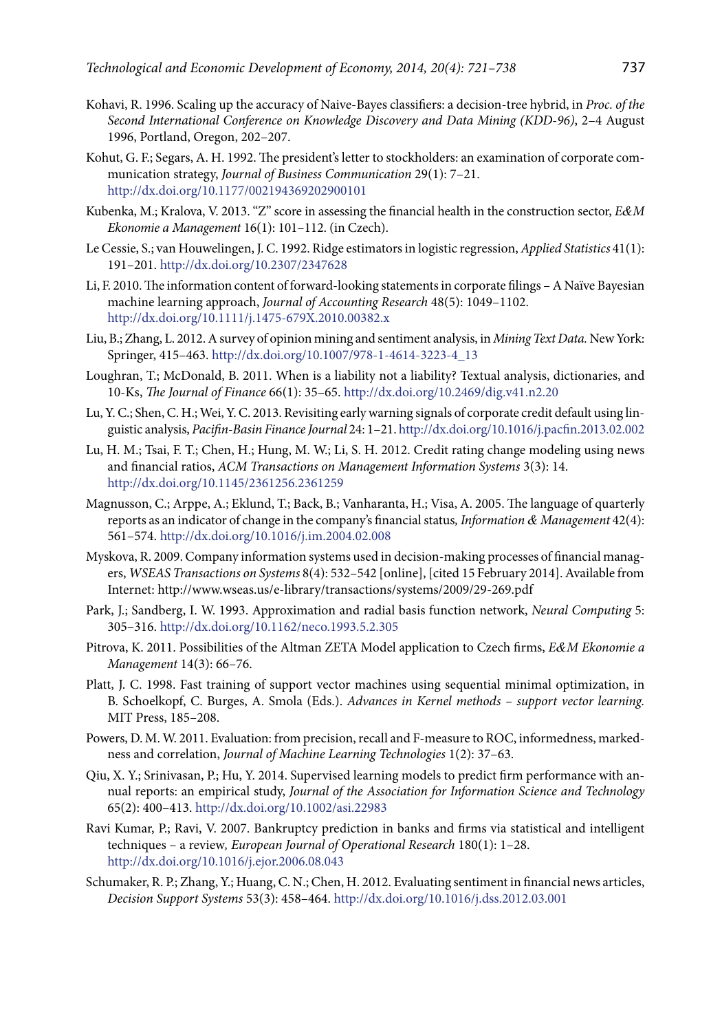Kohavi, R. 1996. Scaling up the accuracy of Naive-Bayes classifiers: a decision-tree hybrid, in *Proc. of the Second International Conference on Knowledge Discovery and Data Mining (KDD-96)*, 2–4 August 1996, Portland, Oregon, 202–207.

Kohut, G. F.; Segars, A. H. 1992. The president's letter to stockholders: an examination of corporate communication strategy, *Journal of Business Communication* 29(1): 7–21. http://dx.doi.org/10.1177/002194369202900101

Kubenka, M.; Kralova, V. 2013. "Z" score in assessing the financial health in the construction sector, *E&M Ekonomie a Management* 16(1): 101–112. (in Czech).

Le Cessie, S.; van Houwelingen, J. C. 1992. Ridge estimators in logistic regression, *Applied Statistics* 41(1): 191–201. http://dx.doi.org/10.2307/2347628

Li, F. 2010. The information content of forward-looking statements in corporate filings – A Naïve Bayesian machine learning approach, *Journal of Accounting Research* 48(5): 1049–1102. http://dx.doi.org/10.1111/j.1475-679X.2010.00382.x

Liu, B.; Zhang, L. 2012. A survey of opinion mining and sentiment analysis, in *Mining Text Data.* New York: Springer, 415–463. http://dx.doi.org/10.1007/978-1-4614-3223-4_13

Loughran, T.; McDonald, B. 2011. When is a liability not a liability? Textual analysis, dictionaries, and 10-Ks, *The Journal of Finance* 66(1): 35–65. http://dx.doi.org/10.2469/dig.v41.n2.20

Lu, Y. C.; Shen, C. H.; Wei, Y. C. 2013. Revisiting early warning signals of corporate credit default using linguistic analysis, *Pacifin-Basin Finance Journal* 24: 1–21. http://dx.doi.org/10.1016/j.pacfin.2013.02.002

Lu, H. M.; Tsai, F. T.; Chen, H.; Hung, M. W.; Li, S. H. 2012. Credit rating change modeling using news and financial ratios, *ACM Transactions on Management Information Systems* 3(3): 14. http://dx.doi.org/10.1145/2361256.2361259

Magnusson, C.; Arppe, A.; Eklund, T.; Back, B.; Vanharanta, H.; Visa, A. 2005. The language of quarterly reports as an indicator of change in the company's financial status*, Information & Management* 42(4): 561–574. http://dx.doi.org/10.1016/j.im.2004.02.008

Myskova, R. 2009. Company information systems used in decision-making processes of financial managers, *WSEAS Transactions on Systems* 8(4): 532–542 [online], [cited 15 February 2014]. Available from Internet: http://www.wseas.us/e-library/transactions/systems/2009/29-269.pdf

Park, J.; Sandberg, I. W. 1993. Approximation and radial basis function network, *Neural Computing* 5: 305–316. http://dx.doi.org/10.1162/neco.1993.5.2.305

Pitrova, K. 2011. Possibilities of the Altman ZETA Model application to Czech firms, *E&M Ekonomie a Management* 14(3): 66–76.

Platt, J. C. 1998. Fast training of support vector machines using sequential minimal optimization, in B. Schoelkopf, C. Burges, A. Smola (Eds.). *Advances in Kernel methods – support vector learning.* MIT Press, 185–208.

Powers, D. M. W. 2011. Evaluation: from precision, recall and F-measure to ROC, informedness, markedness and correlation, *Journal of Machine Learning Technologies* 1(2): 37–63.

Qiu, X. Y.; Srinivasan, P.; Hu, Y. 2014. Supervised learning models to predict firm performance with annual reports: an empirical study, *Journal of the Association for Information Science and Technology* 65(2): 400–413. http://dx.doi.org/10.1002/asi.22983

Ravi Kumar, P.; Ravi, V. 2007. Bankruptcy prediction in banks and firms via statistical and intelligent techniques – a review*, European Journal of Operational Research* 180(1): 1–28. http://dx.doi.org/10.1016/j.ejor.2006.08.043

Schumaker, R. P.; Zhang, Y.; Huang, C. N.; Chen, H. 2012. Evaluating sentiment in financial news articles, *Decision Support Systems* 53(3): 458–464. http://dx.doi.org/10.1016/j.dss.2012.03.001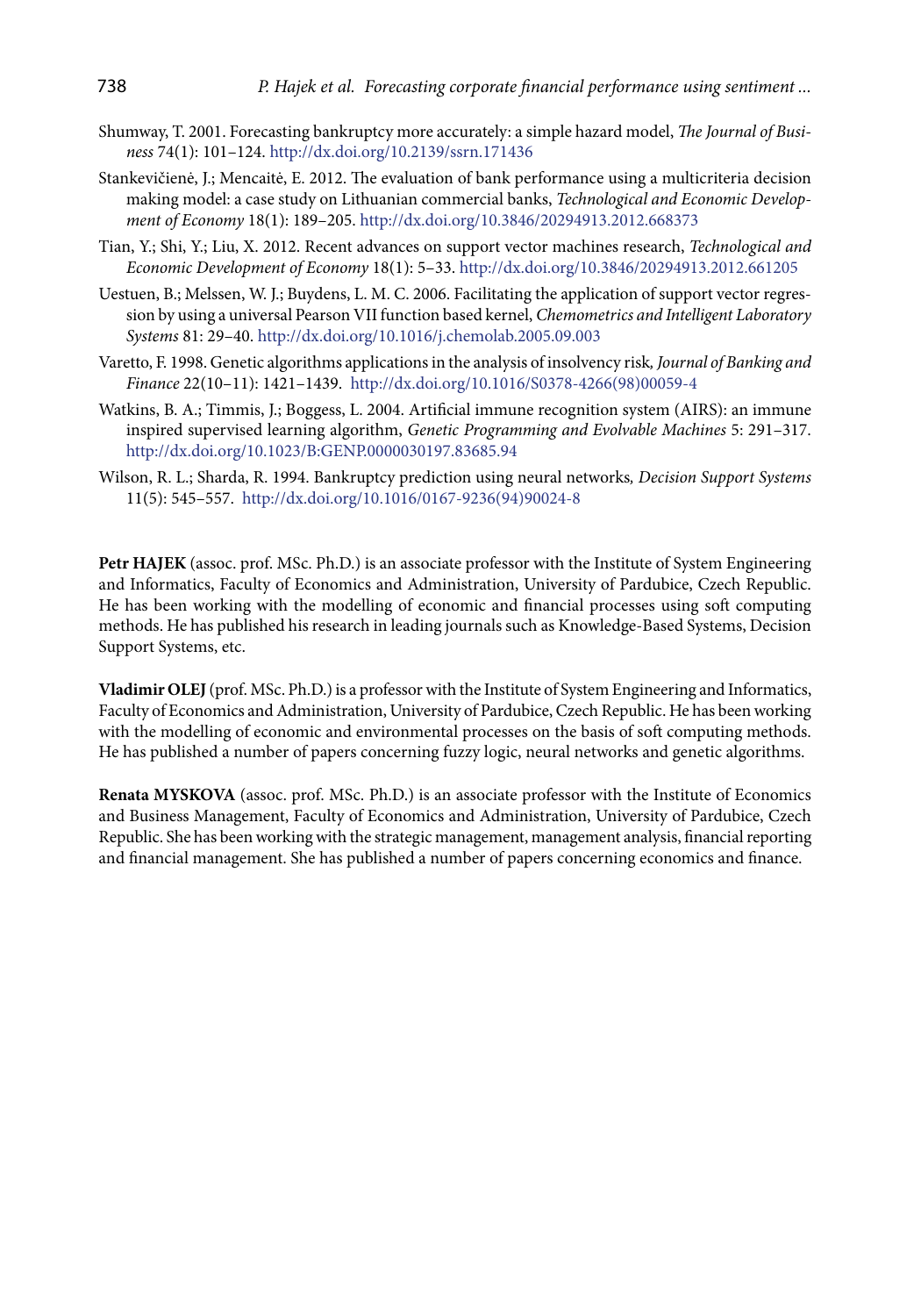Shumway, T. 2001. Forecasting bankruptcy more accurately: a simple hazard model, *The Journal of Business* 74(1): 101–124. http://dx.doi.org/10.2139/ssrn.171436

Stankevičienė, J.; Mencaitė, E. 2012. The evaluation of bank performance using a multicriteria decision making model: a case study on Lithuanian commercial banks, *Technological and Economic Development of Economy* 18(1): 189–205. http://dx.doi.org/10.3846/20294913.2012.668373

Tian, Y.; Shi, Y.; Liu, X. 2012. Recent advances on support vector machines research, *Technological and Economic Development of Economy* 18(1): 5–33. http://dx.doi.org/10.3846/20294913.2012.661205

Uestuen, B.; Melssen, W. J.; Buydens, L. M. C. 2006. Facilitating the application of support vector regression by using a universal Pearson VII function based kernel, *Chemometrics and Intelligent Laboratory Systems* 81: 29–40. http://dx.doi.org/10.1016/j.chemolab.2005.09.003

Varetto, F. 1998. Genetic algorithms applications in the analysis of insolvency risk, *Journal of Banking and Finance* 22(10–11): 1421–1439. http://dx.doi.org/10.1016/S0378-4266(98)00059-4

Watkins, B. A.; Timmis, J.; Boggess, L. 2004. Artificial immune recognition system (AIRS): an immune inspired supervised learning algorithm, *Genetic Programming and Evolvable Machines* 5: 291–317. http://dx.doi.org/10.1023/B:GENP.0000030197.83685.94

Wilson, R. L.; Sharda, R. 1994. Bankruptcy prediction using neural networks, *Decision Support Systems* 11(5): 545–557. http://dx.doi.org/10.1016/0167-9236(94)90024-8

**Petr HAJEK** (assoc. prof. MSc. Ph.D.) is an associate professor with the Institute of System Engineering and Informatics, Faculty of Economics and Administration, University of Pardubice, Czech Republic. He has been working with the modelling of economic and financial processes using soft computing methods. He has published his research in leading journals such as Knowledge-Based Systems, Decision Support Systems, etc.

**Vladimir OLEJ** (prof. MSc. Ph.D.) is a professor with the Institute of System Engineering and Informatics, Faculty of Economics and Administration, University of Pardubice, Czech Republic. He has been working with the modelling of economic and environmental processes on the basis of soft computing methods. He has published a number of papers concerning fuzzy logic, neural networks and genetic algorithms.

**Renata MYSKOVA** (assoc. prof. MSc. Ph.D.) is an associate professor with the Institute of Economics and Business Management, Faculty of Economics and Administration, University of Pardubice, Czech Republic. She has been working with the strategic management, management analysis, financial reporting and financial management. She has published a number of papers concerning economics and finance.